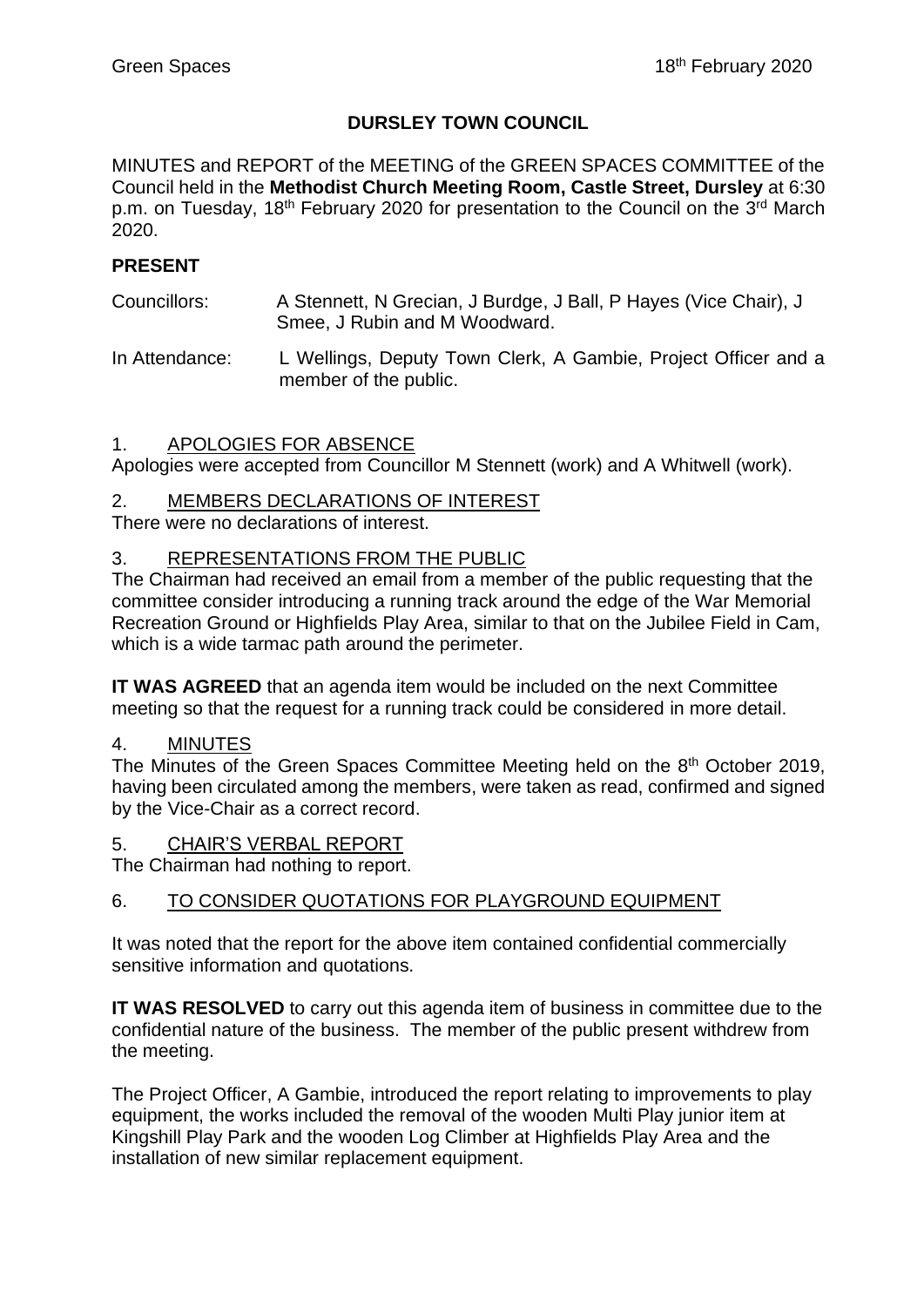# DURSLEY TOWN COUNCIL

MINUTES and REPORT of the MEETING of the GREEN SPACES COMMITTEE of the Council held in the **Methodist Church Meeting Room, Castle Street, Dursley** at 6:30 p.m. on Tuesday, 18th February 2020 for presentation to the Council on the 3rd March 2020.

## PRESENT

Councillors: A Stennett, N Grecian, J Burdge, J Ball, P Hayes (Vice Chair), J Smee, J Rubin and M Woodward.

In Attendance: L Wellings, Deputy Town Clerk, A Gambie, Project Officer and a member of the public.

1. APOLOGIES FOR ABSENCE

Apologies were accepted from Councillor M Stennett (work) and A Whitwell (work).

2. MEMBERS DECLARATIONS OF INTEREST

There were no declarations of interest.

3. REPRESENTATIONS FROM THE PUBLIC

The Chairman had received an email from a member of the public requesting that the committee consider introducing a running track around the edge of the War Memorial Recreation Ground or Highfields Play Area, similar to that on the Jubilee Field in Cam, which is a wide tarmac path around the perimeter.

**IT WAS AGREED** that an agenda item would be included on the next Committee meeting so that the request for a running track could be considered in more detail.

4. MINUTES

The Minutes of the Green Spaces Committee Meeting held on the 8th October 2019, having been circulated among the members, were taken as read, confirmed and signed by the Vice-Chair as a correct record.

5. CHAIR'S VERBAL REPORT

The Chairman had nothing to report.

6. TO CONSIDER QUOTATIONS FOR PLAYGROUND EQUIPMENT

It was noted that the report for the above item contained confidential commercially sensitive information and quotations.

**IT WAS RESOLVED** to carry out this agenda item of business in committee due to the confidential nature of the business. The member of the public present withdrew from the meeting.

The Project Officer, A Gambie, introduced the report relating to improvements to play equipment, the works included the removal of the wooden Multi Play junior item at Kingshill Play Park and the wooden Log Climber at Highfields Play Area and the installation of new similar replacement equipment.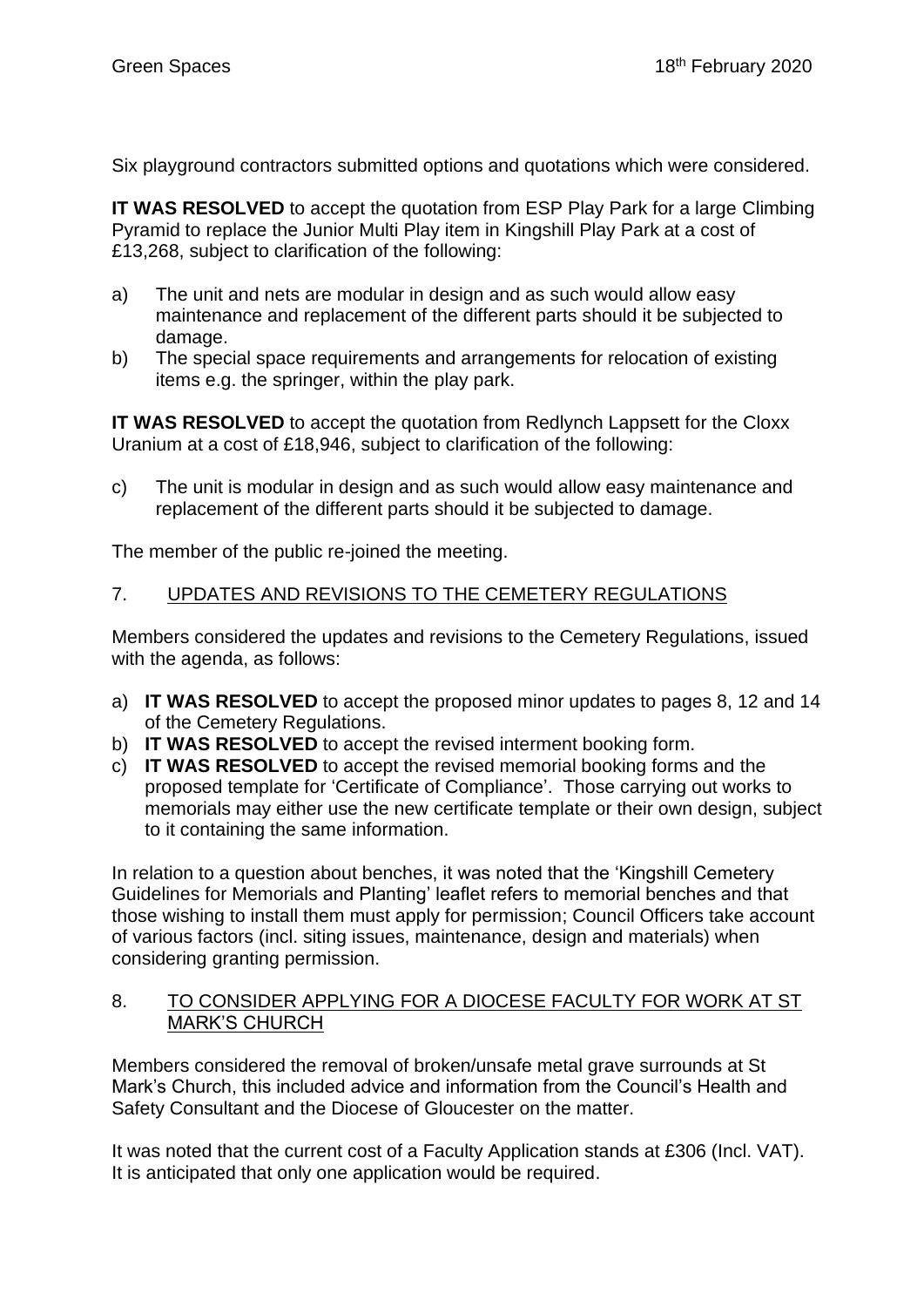Six playground contractors submitted options and quotations which were considered.

**IT WAS RESOLVED** to accept the quotation from ESP Play Park for a large Climbing Pyramid to replace the Junior Multi Play item in Kingshill Play Park at a cost of £13,268, subject to clarification of the following:

a) The unit and nets are modular in design and as such would allow easy maintenance and replacement of the different parts should it be subjected to damage.
b) The special space requirements and arrangements for relocation of existing items e.g. the springer, within the play park.

**IT WAS RESOLVED** to accept the quotation from Redlynch Lappsett for the Cloxx Uranium at a cost of £18,946, subject to clarification of the following:

c) The unit is modular in design and as such would allow easy maintenance and replacement of the different parts should it be subjected to damage.

The member of the public re-joined the meeting.

## 7. UPDATES AND REVISIONS TO THE CEMETERY REGULATIONS

Members considered the updates and revisions to the Cemetery Regulations, issued with the agenda, as follows:

a) **IT WAS RESOLVED** to accept the proposed minor updates to pages 8, 12 and 14 of the Cemetery Regulations.
b) **IT WAS RESOLVED** to accept the revised interment booking form.
c) **IT WAS RESOLVED** to accept the revised memorial booking forms and the proposed template for 'Certificate of Compliance'. Those carrying out works to memorials may either use the new certificate template or their own design, subject to it containing the same information.

In relation to a question about benches, it was noted that the 'Kingshill Cemetery Guidelines for Memorials and Planting' leaflet refers to memorial benches and that those wishing to install them must apply for permission; Council Officers take account of various factors (incl. siting issues, maintenance, design and materials) when considering granting permission.

## 8. TO CONSIDER APPLYING FOR A DIOCESE FACULTY FOR WORK AT ST MARK'S CHURCH

Members considered the removal of broken/unsafe metal grave surrounds at St Mark's Church, this included advice and information from the Council's Health and Safety Consultant and the Diocese of Gloucester on the matter.

It was noted that the current cost of a Faculty Application stands at £306 (Incl. VAT). It is anticipated that only one application would be required.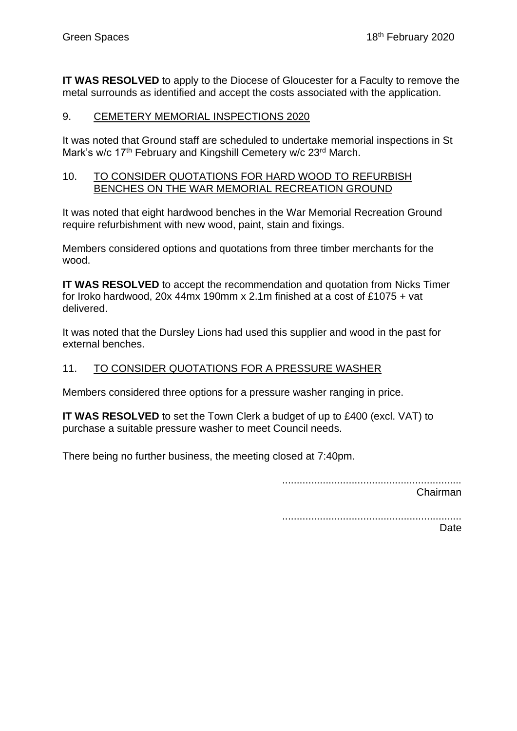**IT WAS RESOLVED** to apply to the Diocese of Gloucester for a Faculty to remove the metal surrounds as identified and accept the costs associated with the application.

## 9. CEMETERY MEMORIAL INSPECTIONS 2020

It was noted that Ground staff are scheduled to undertake memorial inspections in St Mark's w/c 17th February and Kingshill Cemetery w/c 23rd March.

## 10. TO CONSIDER QUOTATIONS FOR HARD WOOD TO REFURBISH BENCHES ON THE WAR MEMORIAL RECREATION GROUND

It was noted that eight hardwood benches in the War Memorial Recreation Ground require refurbishment with new wood, paint, stain and fixings.

Members considered options and quotations from three timber merchants for the wood.

**IT WAS RESOLVED** to accept the recommendation and quotation from Nicks Timer for Iroko hardwood, 20x 44mx 190mm x 2.1m finished at a cost of £1075 + vat delivered.

It was noted that the Dursley Lions had used this supplier and wood in the past for external benches.

## 11. TO CONSIDER QUOTATIONS FOR A PRESSURE WASHER

Members considered three options for a pressure washer ranging in price.

**IT WAS RESOLVED** to set the Town Clerk a budget of up to £400 (excl. VAT) to purchase a suitable pressure washer to meet Council needs.

There being no further business, the meeting closed at 7:40pm.

............................................................
Chairman

............................................................
Date